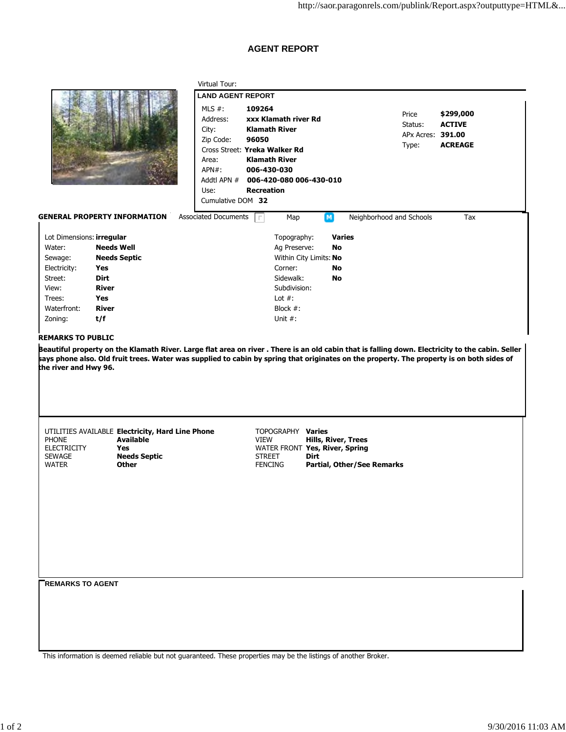# AGENT REPORT

Virtual Tour:

## LAND AGENT REPORT

| | |
|---|---|
| MLS #: | **109264** |
| Address: | **xxx Klamath river Rd** |
| City: | **Klamath River** |
| Zip Code: | **96050** |
| Cross Street: | **Yreka Walker Rd** |
| Area: | **Klamath River** |
| APN#: | **006-430-030** |
| Addtl APN # | **006-420-080 006-430-010** |
| Use: | **Recreation** |
| Cumulative DOM | **32** |

| | |
|---|---|
| Price | **$299,000** |
| Status: | **ACTIVE** |
| APx Acres: | **391.00** |
| Type: | **ACREAGE** |

## GENERAL PROPERTY INFORMATION

Associated Documents | Map | Neighborhood and Schools | Tax

| | | | |
|---|---|---|---|
| Lot Dimensions: | **irregular** | Topography: | **Varies** |
| Water: | **Needs Well** | Ag Preserve: | **No** |
| Sewage: | **Needs Septic** | Within City Limits: | **No** |
| Electricity: | **Yes** | Corner: | **No** |
| Street: | **Dirt** | Sidewalk: | **No** |
| View: | **River** | Subdivision: | |
| Trees: | **Yes** | Lot #: | |
| Waterfront: | **River** | Block #: | |
| Zoning: | **t/f** | Unit #: | |

## REMARKS TO PUBLIC

**Beautiful property on the Klamath River. Large flat area on river . There is an old cabin that is falling down. Electricity to the cabin. Seller says phone also. Old fruit trees. Water was supplied to cabin by spring that originates on the property. The property is on both sides of the river and Hwy 96.**

| | | | |
|---|---|---|---|
| UTILITIES AVAILABLE | **Electricity, Hard Line Phone** | TOPOGRAPHY | **Varies** |
| PHONE | **Available** | VIEW | **Hills, River, Trees** |
| ELECTRICITY | **Yes** | WATER FRONT | **Yes, River, Spring** |
| SEWAGE | **Needs Septic** | STREET | **Dirt** |
| WATER | **Other** | FENCING | **Partial, Other/See Remarks** |

## REMARKS TO AGENT

This information is deemed reliable but not guaranteed. These properties may be the listings of another Broker.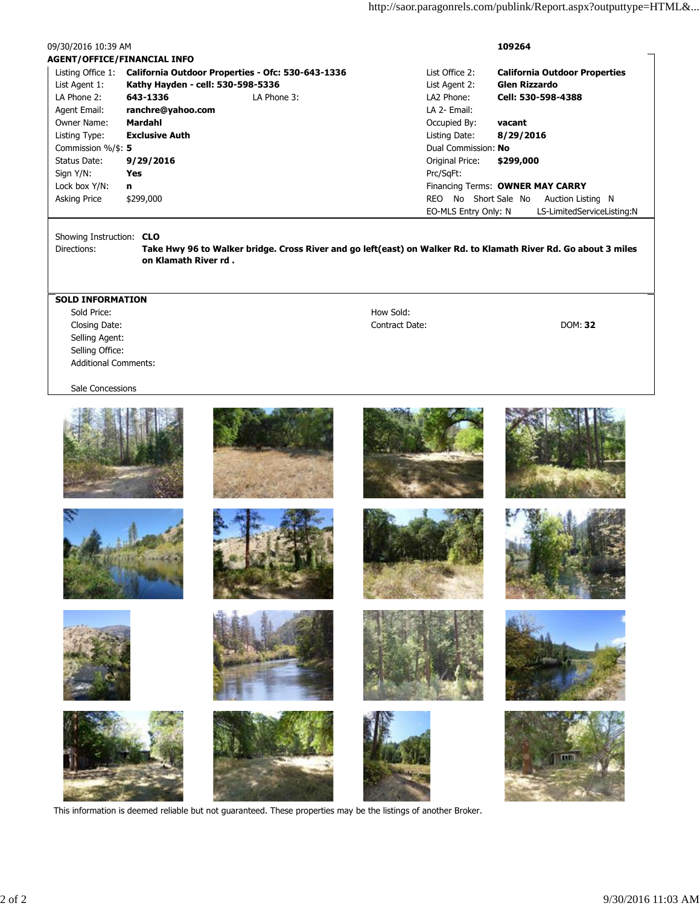09/30/2016 10:39 AM **109264**

## AGENT/OFFICE/FINANCIAL INFO

| | | | |
|---|---|---|---|
| Listing Office 1: | **California Outdoor Properties - Ofc: 530-643-1336** | List Office 2: | **California Outdoor Properties** |
| Listing Agent 1: | **Kathy Hayden - cell: 530-598-5336** | List Agent 2: | **Glen Rizzardo** |
| LA Phone 2: | **643-1336** LA Phone 3: | LA2 Phone: | **Cell: 530-598-4388** |
| Agent Email: | **ranchre@yahoo.com** | LA 2- Email: | |
| Owner Name: | **Mardahl** | Occupied By: | **vacant** |
| Listing Type: | **Exclusive Auth** | Listing Date: | **8/29/2016** |
| Commission %/$: | **5** | Dual Commission: | **No** |
| Status Date: | **9/29/2016** | Original Price: | **$299,000** |
| Sign Y/N: | **Yes** | Prc/SqFt: | |
| Lock box Y/N: | **n** | Financing Terms: | **OWNER MAY CARRY** |
| Asking Price | $299,000 | REO No Short Sale No Auction Listing N | |
| | | EO-MLS Entry Only: N | LS-LimitedServiceListing:N |

Showing Instruction: **CLO**

Directions: **Take Hwy 96 to Walker bridge. Cross River and go left(east) on Walker Rd. to Klamath River Rd. Go about 3 miles on Klamath River rd .**

## SOLD INFORMATION

| | | | |
|---|---|---|---|
| Sold Price: | | How Sold: | |
| Closing Date: | | Contract Date: | DOM: **32** |
| Selling Agent: | | | |
| Selling Office: | | | |
| Additional Comments: | | | |

Sale Concessions

This information is deemed reliable but not guaranteed. These properties may be the listings of another Broker.